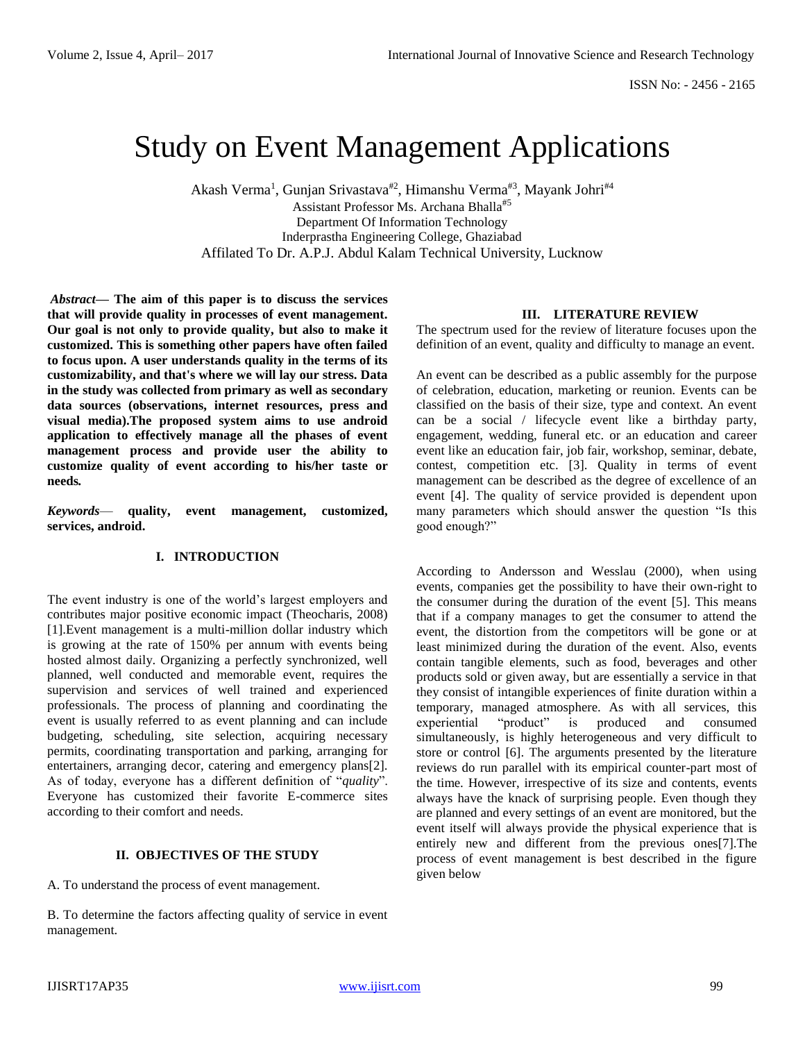# Study on Event Management Applications

Akash Verma[1], Gunjan Srivastava[#2], Himanshu Verma[#3], Mayank Johri[#4]
Assistant Professor Ms. Archana Bhalla[#5]
Department Of Information Technology
Inderprastha Engineering College, Ghaziabad
Affilated To Dr. A.P.J. Abdul Kalam Technical University, Lucknow

***Abstract*— The aim of this paper is to discuss the services that will provide quality in processes of event management. Our goal is not only to provide quality, but also to make it customized. This is something other papers have often failed to focus upon. A user understands quality in the terms of its customizability, and that's where we will lay our stress. Data in the study was collected from primary as well as secondary data sources (observations, internet resources, press and visual media).The proposed system aims to use android application to effectively manage all the phases of event management process and provide user the ability to customize quality of event according to his/her taste or needs.**

***Keywords*— quality, event management, customized, services, android.**

## I. INTRODUCTION

The event industry is one of the world's largest employers and contributes major positive economic impact (Theocharis, 2008) [1].Event management is a multi-million dollar industry which is growing at the rate of 150% per annum with events being hosted almost daily. Organizing a perfectly synchronized, well planned, well conducted and memorable event, requires the supervision and services of well trained and experienced professionals. The process of planning and coordinating the event is usually referred to as event planning and can include budgeting, scheduling, site selection, acquiring necessary permits, coordinating transportation and parking, arranging for entertainers, arranging decor, catering and emergency plans[2]. As of today, everyone has a different definition of "*quality*". Everyone has customized their favorite E-commerce sites according to their comfort and needs.

## II. OBJECTIVES OF THE STUDY

A. To understand the process of event management.

B. To determine the factors affecting quality of service in event management.

## III. LITERATURE REVIEW

The spectrum used for the review of literature focuses upon the definition of an event, quality and difficulty to manage an event.

An event can be described as a public assembly for the purpose of celebration, education, marketing or reunion. Events can be classified on the basis of their size, type and context. An event can be a social / lifecycle event like a birthday party, engagement, wedding, funeral etc. or an education and career event like an education fair, job fair, workshop, seminar, debate, contest, competition etc. [3]. Quality in terms of event management can be described as the degree of excellence of an event [4]. The quality of service provided is dependent upon many parameters which should answer the question "Is this good enough?"

According to Andersson and Wesslau (2000), when using events, companies get the possibility to have their own-right to the consumer during the duration of the event [5]. This means that if a company manages to get the consumer to attend the event, the distortion from the competitors will be gone or at least minimized during the duration of the event. Also, events contain tangible elements, such as food, beverages and other products sold or given away, but are essentially a service in that they consist of intangible experiences of finite duration within a temporary, managed atmosphere. As with all services, this experiential "product" is produced and consumed simultaneously, is highly heterogeneous and very difficult to store or control [6]. The arguments presented by the literature reviews do run parallel with its empirical counter-part most of the time. However, irrespective of its size and contents, events always have the knack of surprising people. Even though they are planned and every settings of an event are monitored, but the event itself will always provide the physical experience that is entirely new and different from the previous ones[7].The process of event management is best described in the figure given below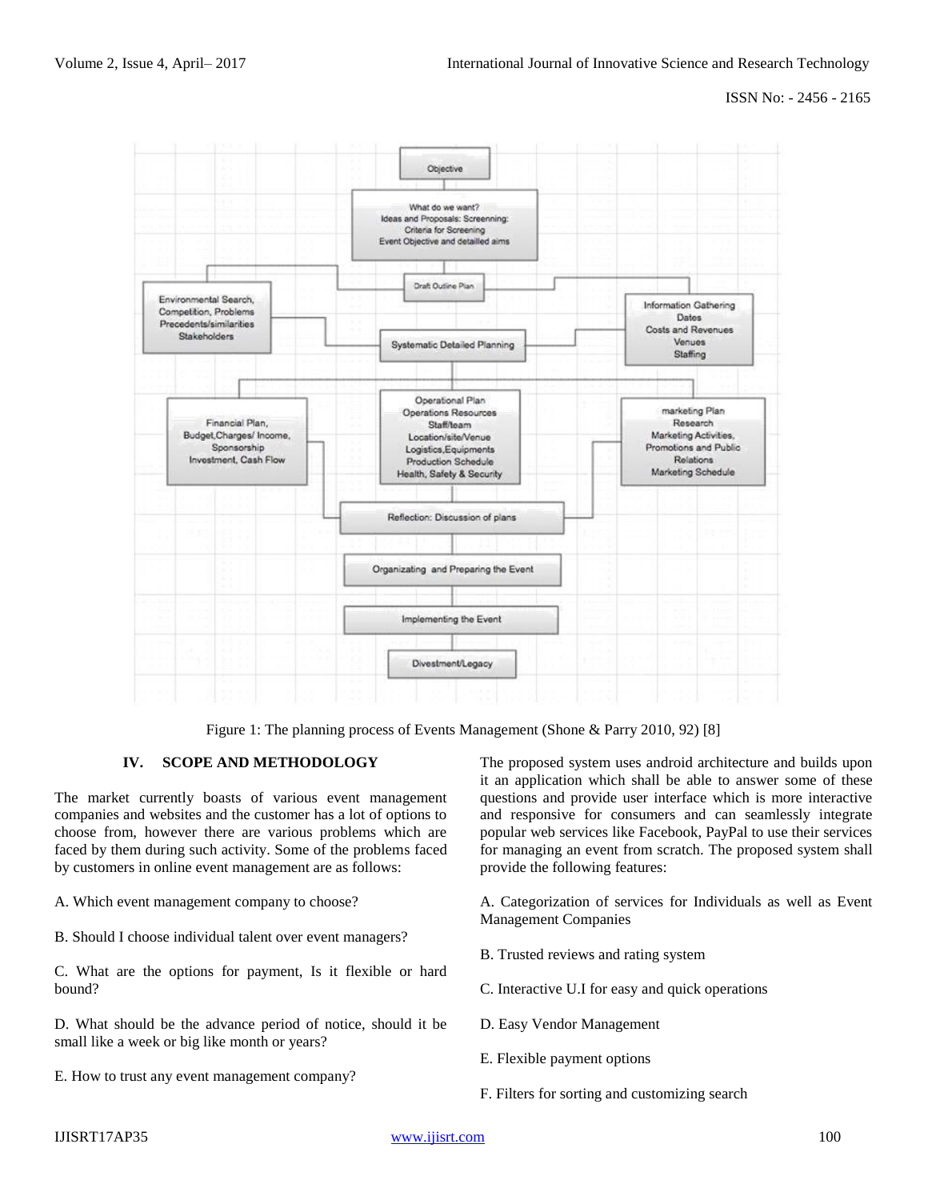Figure 1: The planning process of Events Management (Shone & Parry 2010, 92) [8]

## IV. SCOPE AND METHODOLOGY

The market currently boasts of various event management companies and websites and the customer has a lot of options to choose from, however there are various problems which are faced by them during such activity. Some of the problems faced by customers in online event management are as follows:

A. Which event management company to choose?

B. Should I choose individual talent over event managers?

C. What are the options for payment, Is it flexible or hard bound?

D. What should be the advance period of notice, should it be small like a week or big like month or years?

E. How to trust any event management company?

The proposed system uses android architecture and builds upon it an application which shall be able to answer some of these questions and provide user interface which is more interactive and responsive for consumers and can seamlessly integrate popular web services like Facebook, PayPal to use their services for managing an event from scratch. The proposed system shall provide the following features:

A. Categorization of services for Individuals as well as Event Management Companies

B. Trusted reviews and rating system

C. Interactive U.I for easy and quick operations

D. Easy Vendor Management

E. Flexible payment options

F. Filters for sorting and customizing search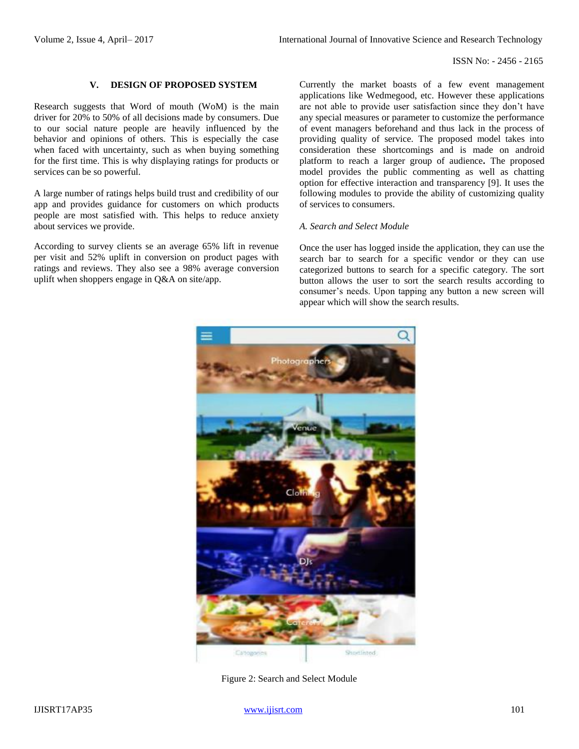## V. DESIGN OF PROPOSED SYSTEM

Research suggests that Word of mouth (WoM) is the main driver for 20% to 50% of all decisions made by consumers. Due to our social nature people are heavily influenced by the behavior and opinions of others. This is especially the case when faced with uncertainty, such as when buying something for the first time. This is why displaying ratings for products or services can be so powerful.

A large number of ratings helps build trust and credibility of our app and provides guidance for customers on which products people are most satisfied with. This helps to reduce anxiety about services we provide.

According to survey clients se an average 65% lift in revenue per visit and 52% uplift in conversion on product pages with ratings and reviews. They also see a 98% average conversion uplift when shoppers engage in Q&A on site/app.

Currently the market boasts of a few event management applications like Wedmegood, etc. However these applications are not able to provide user satisfaction since they don't have any special measures or parameter to customize the performance of event managers beforehand and thus lack in the process of providing quality of service. The proposed model takes into consideration these shortcomings and is made on android platform to reach a larger group of audience**.** The proposed model provides the public commenting as well as chatting option for effective interaction and transparency [9]. It uses the following modules to provide the ability of customizing quality of services to consumers.

### *A. Search and Select Module*

Once the user has logged inside the application, they can use the search bar to search for a specific vendor or they can use categorized buttons to search for a specific category. The sort button allows the user to sort the search results according to consumer's needs. Upon tapping any button a new screen will appear which will show the search results.

Figure 2: Search and Select Module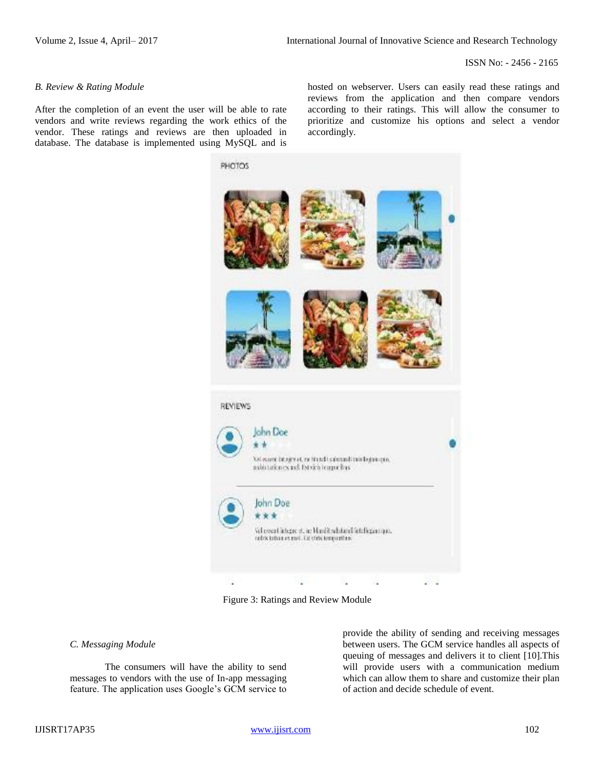### B. Review & Rating Module

After the completion of an event the user will be able to rate vendors and write reviews regarding the work ethics of the vendor. These ratings and reviews are then uploaded in database. The database is implemented using MySQL and is hosted on webserver. Users can easily read these ratings and reviews from the application and then compare vendors according to their ratings. This will allow the consumer to prioritize and customize his options and select a vendor accordingly.

Figure 3: Ratings and Review Module

### C. Messaging Module

The consumers will have the ability to send messages to vendors with the use of In-app messaging feature. The application uses Google's GCM service to provide the ability of sending and receiving messages between users. The GCM service handles all aspects of queuing of messages and delivers it to client [10].This will provide users with a communication medium which can allow them to share and customize their plan of action and decide schedule of event.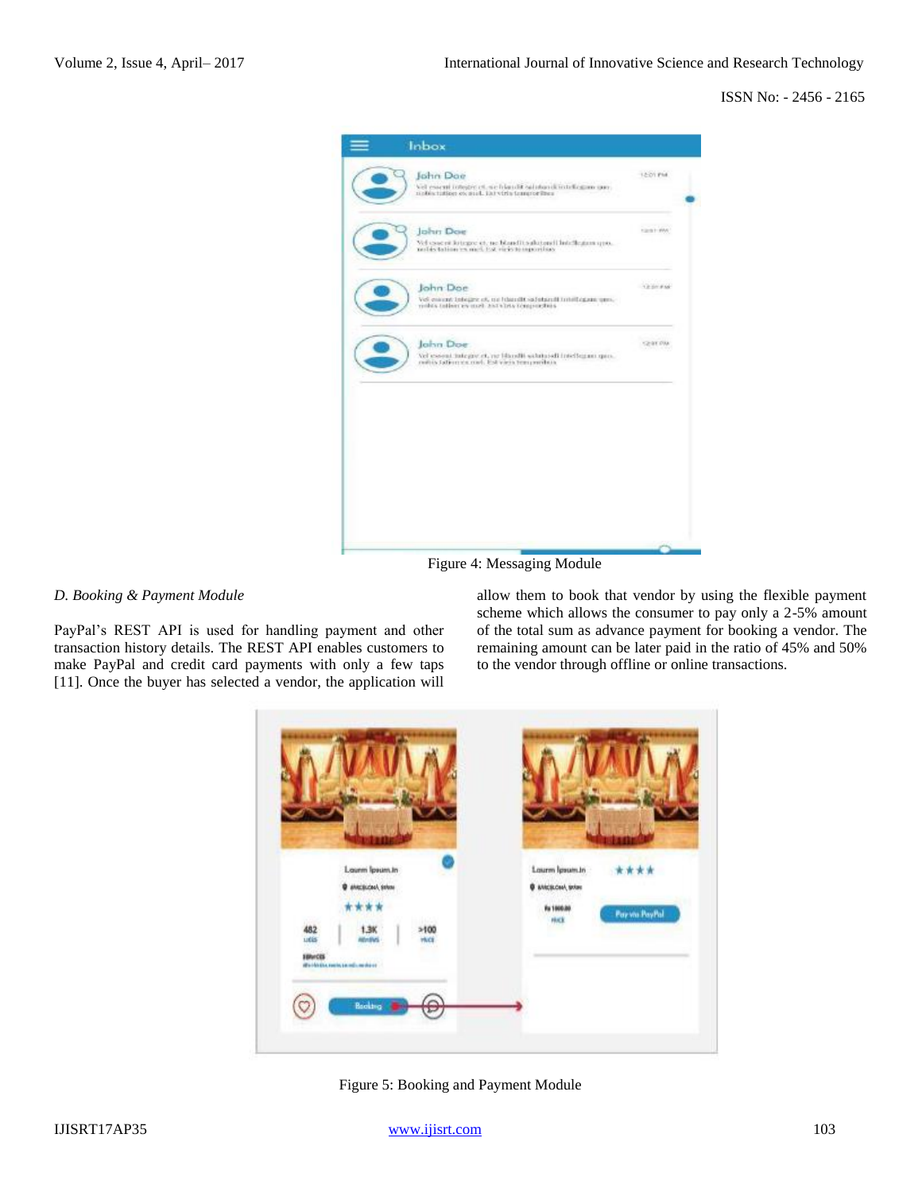Figure 4: Messaging Module

### D. Booking & Payment Module

PayPal's REST API is used for handling payment and other transaction history details. The REST API enables customers to make PayPal and credit card payments with only a few taps [11]. Once the buyer has selected a vendor, the application will allow them to book that vendor by using the flexible payment scheme which allows the consumer to pay only a 2-5% amount of the total sum as advance payment for booking a vendor. The remaining amount can be later paid in the ratio of 45% and 50% to the vendor through offline or online transactions.

Figure 5: Booking and Payment Module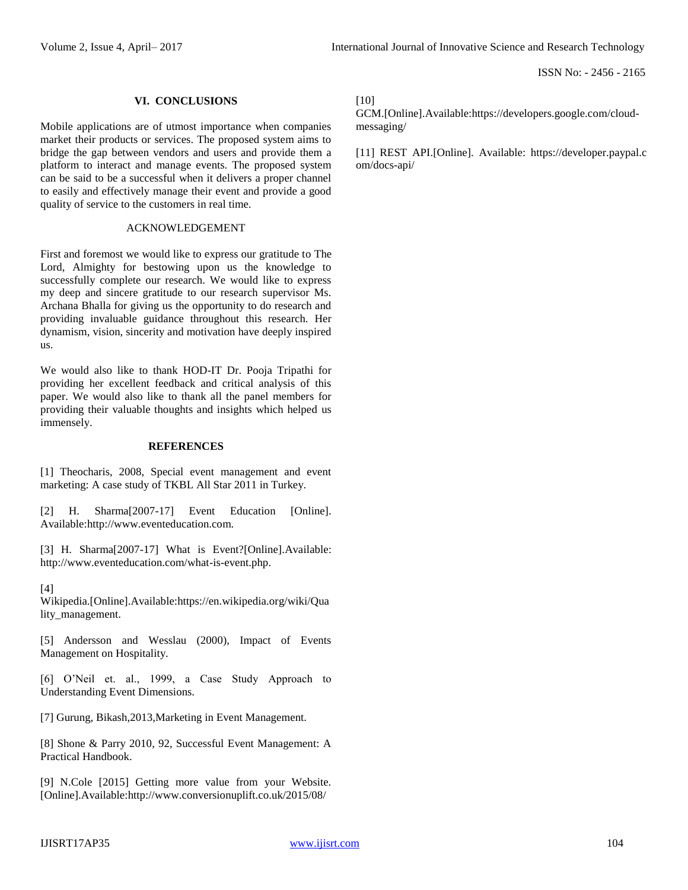## VI. CONCLUSIONS

Mobile applications are of utmost importance when companies market their products or services. The proposed system aims to bridge the gap between vendors and users and provide them a platform to interact and manage events. The proposed system can be said to be a successful when it delivers a proper channel to easily and effectively manage their event and provide a good quality of service to the customers in real time.

## ACKNOWLEDGEMENT

First and foremost we would like to express our gratitude to The Lord, Almighty for bestowing upon us the knowledge to successfully complete our research. We would like to express my deep and sincere gratitude to our research supervisor Ms. Archana Bhalla for giving us the opportunity to do research and providing invaluable guidance throughout this research. Her dynamism, vision, sincerity and motivation have deeply inspired us.

We would also like to thank HOD-IT Dr. Pooja Tripathi for providing her excellent feedback and critical analysis of this paper. We would also like to thank all the panel members for providing their valuable thoughts and insights which helped us immensely.

## REFERENCES

[1] Theocharis, 2008, Special event management and event marketing: A case study of TKBL All Star 2011 in Turkey.

[2] H. Sharma[2007-17] Event Education [Online]. Available:http://www.eventeducation.com.

[3] H. Sharma[2007-17] What is Event?[Online].Available: http://www.eventeducation.com/what-is-event.php.

[4] Wikipedia.[Online].Available:https://en.wikipedia.org/wiki/Quality_management.

[5] Andersson and Wesslau (2000), Impact of Events Management on Hospitality.

[6] O'Neil et. al., 1999, a Case Study Approach to Understanding Event Dimensions.

[7] Gurung, Bikash,2013,Marketing in Event Management.

[8] Shone & Parry 2010, 92, Successful Event Management: A Practical Handbook.

[9] N.Cole [2015] Getting more value from your Website. [Online].Available:http://www.conversionuplift.co.uk/2015/08/

[10] GCM.[Online].Available:https://developers.google.com/cloud-messaging/

[11] REST API.[Online]. Available: https://developer.paypal.com/docs-api/